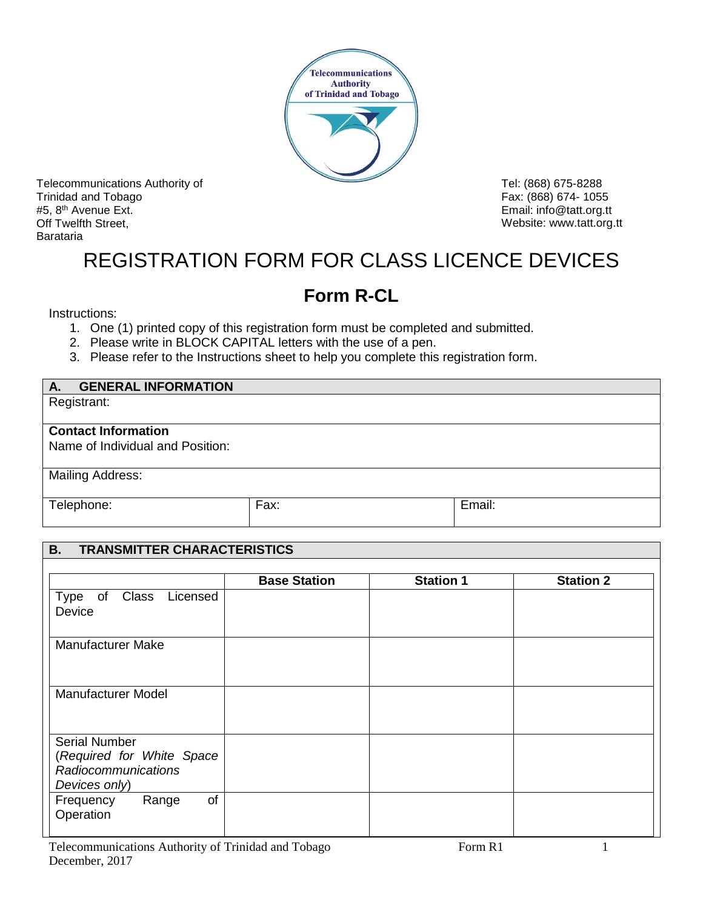Telecommunications Authority of Trinidad and Tobago
#5, 8th Avenue Ext.
Off Twelfth Street,
Barataria

Tel: (868) 675-8288
Fax: (868) 674- 1055
Email: info@tatt.org.tt
Website: www.tatt.org.tt

# REGISTRATION FORM FOR CLASS LICENCE DEVICES

## Form R-CL

Instructions:

1. One (1) printed copy of this registration form must be completed and submitted.
2. Please write in BLOCK CAPITAL letters with the use of a pen.
3. Please refer to the Instructions sheet to help you complete this registration form.

| **A. GENERAL INFORMATION** | | |
|---|---|---|
| Registrant: | | |
| **Contact Information**<br>Name of Individual and Position: | | |
| Mailing Address: | | |
| Telephone: | Fax: | Email: |

**B. TRANSMITTER CHARACTERISTICS**

| | **Base Station** | **Station 1** | **Station 2** |
|---|---|---|---|
| Type of Class Licensed Device | | | |
| Manufacturer Make | | | |
| Manufacturer Model | | | |
| Serial Number (*Required for White Space Radiocommunications Devices only*) | | | |
| Frequency Range of Operation | | | |

Telecommunications Authority of Trinidad and Tobago
December, 2017
Form R1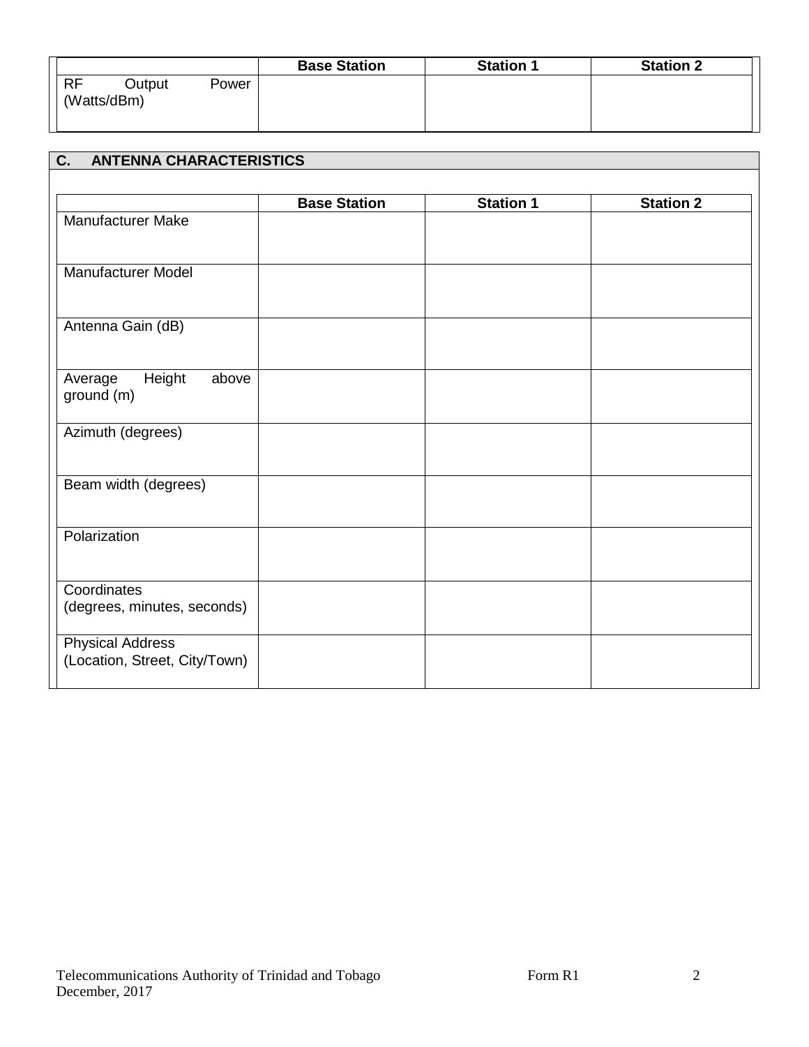| | Base Station | Station 1 | Station 2 |
|---|---|---|---|
| RF Output Power (Watts/dBm) | | | |

## C. ANTENNA CHARACTERISTICS

| | Base Station | Station 1 | Station 2 |
|---|---|---|---|
| Manufacturer Make | | | |
| Manufacturer Model | | | |
| Antenna Gain (dB) | | | |
| Average Height above ground (m) | | | |
| Azimuth (degrees) | | | |
| Beam width (degrees) | | | |
| Polarization | | | |
| Coordinates (degrees, minutes, seconds) | | | |
| Physical Address (Location, Street, City/Town) | | | |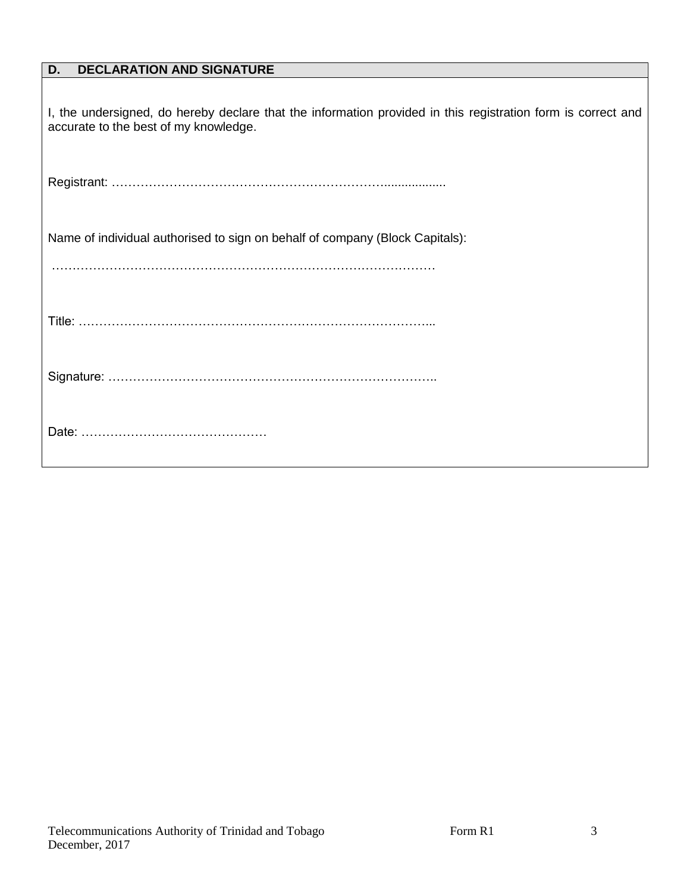## D. DECLARATION AND SIGNATURE

I, the undersigned, do hereby declare that the information provided in this registration form is correct and accurate to the best of my knowledge.

Registrant: ……………………………………………………………..................

Name of individual authorised to sign on behalf of company (Block Capitals):

…………………………………………………………………………………

Title: …………………………………………………………………………...

Signature: ……………………………………………………………………..

Date: ………………………………………